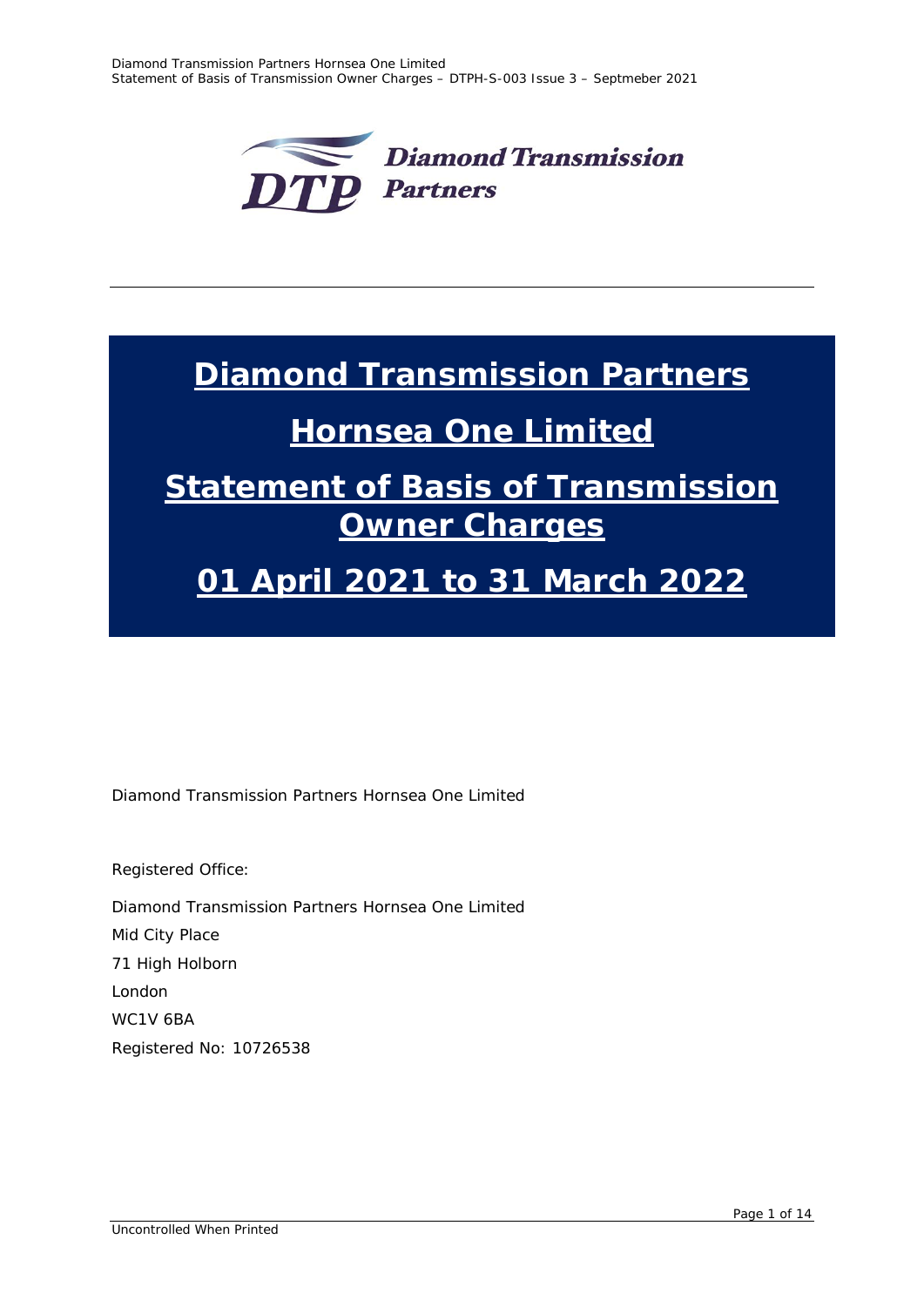# Diamond Transmission Partners

# Hornsea One Limited

# Statement of Basis of Transmission Owner Charges

# 01 April 2021 to 31 March 2022

Diamond Transmission Partners Hornsea One Limited

Registered Office:

Diamond Transmission Partners Hornsea One Limited
Mid City Place
71 High Holborn
London
WC1V 6BA
Registered No: 10726538

Uncontrolled When Printed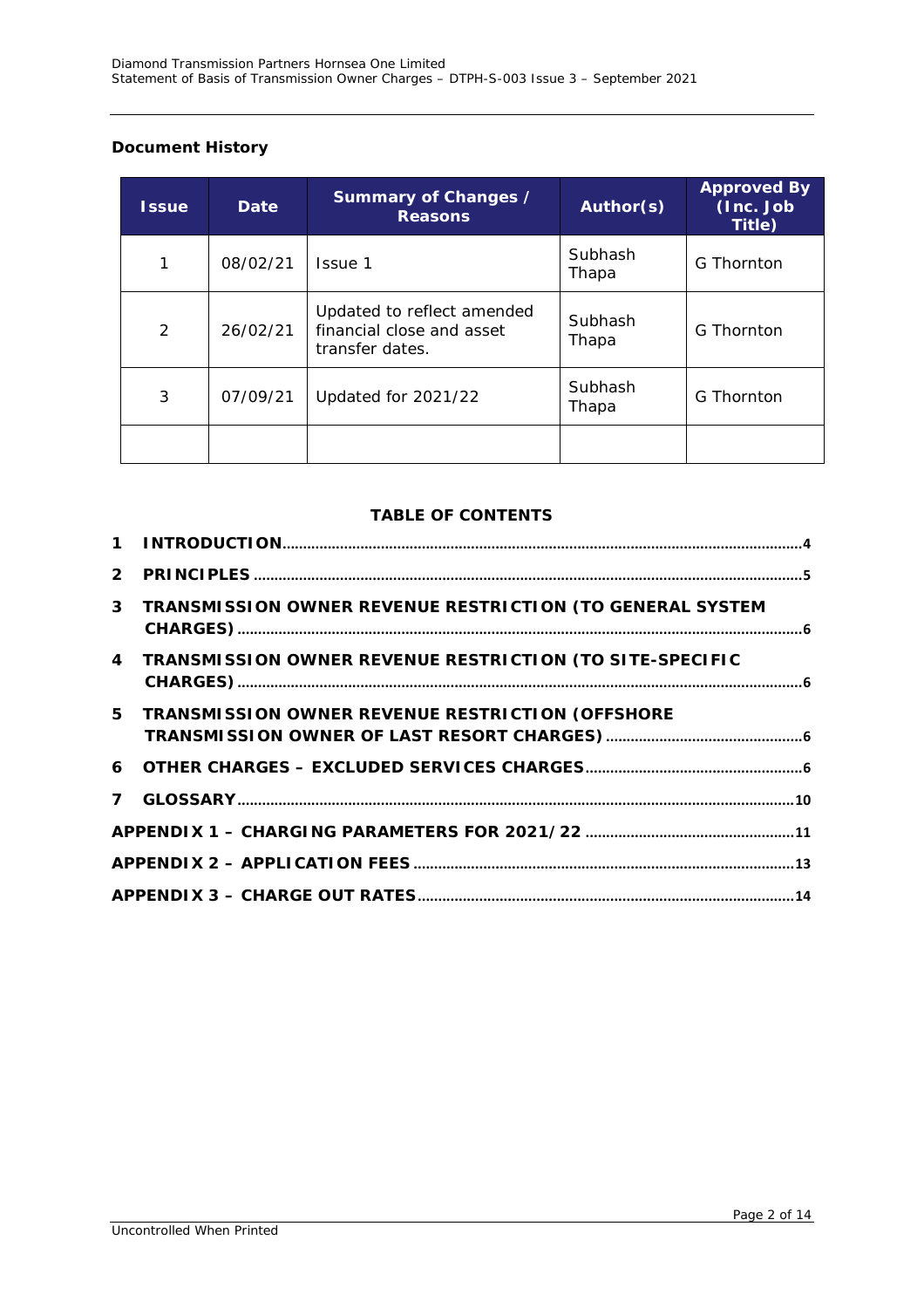**Document History**

| Issue | Date | Summary of Changes / Reasons | Author(s) | Approved By (Inc. Job Title) |
|---|---|---|---|---|
| 1 | 08/02/21 | Issue 1 | Subhash Thapa | G Thornton |
| 2 | 26/02/21 | Updated to reflect amended financial close and asset transfer dates. | Subhash Thapa | G Thornton |
| 3 | 07/09/21 | Updated for 2021/22 | Subhash Thapa | G Thornton |
| | | | | |

**TABLE OF CONTENTS**

1 INTRODUCTION ........ 4
2 PRINCIPLES ........ 5
3 TRANSMISSION OWNER REVENUE RESTRICTION (TO GENERAL SYSTEM CHARGES) ........ 6
4 TRANSMISSION OWNER REVENUE RESTRICTION (TO SITE-SPECIFIC CHARGES) ........ 6
5 TRANSMISSION OWNER REVENUE RESTRICTION (OFFSHORE TRANSMISSION OWNER OF LAST RESORT CHARGES) ........ 6
6 OTHER CHARGES – EXCLUDED SERVICES CHARGES ........ 6
7 GLOSSARY ........ 10
APPENDIX 1 – CHARGING PARAMETERS FOR 2021/22 ........ 11
APPENDIX 2 – APPLICATION FEES ........ 13
APPENDIX 3 – CHARGE OUT RATES ........ 14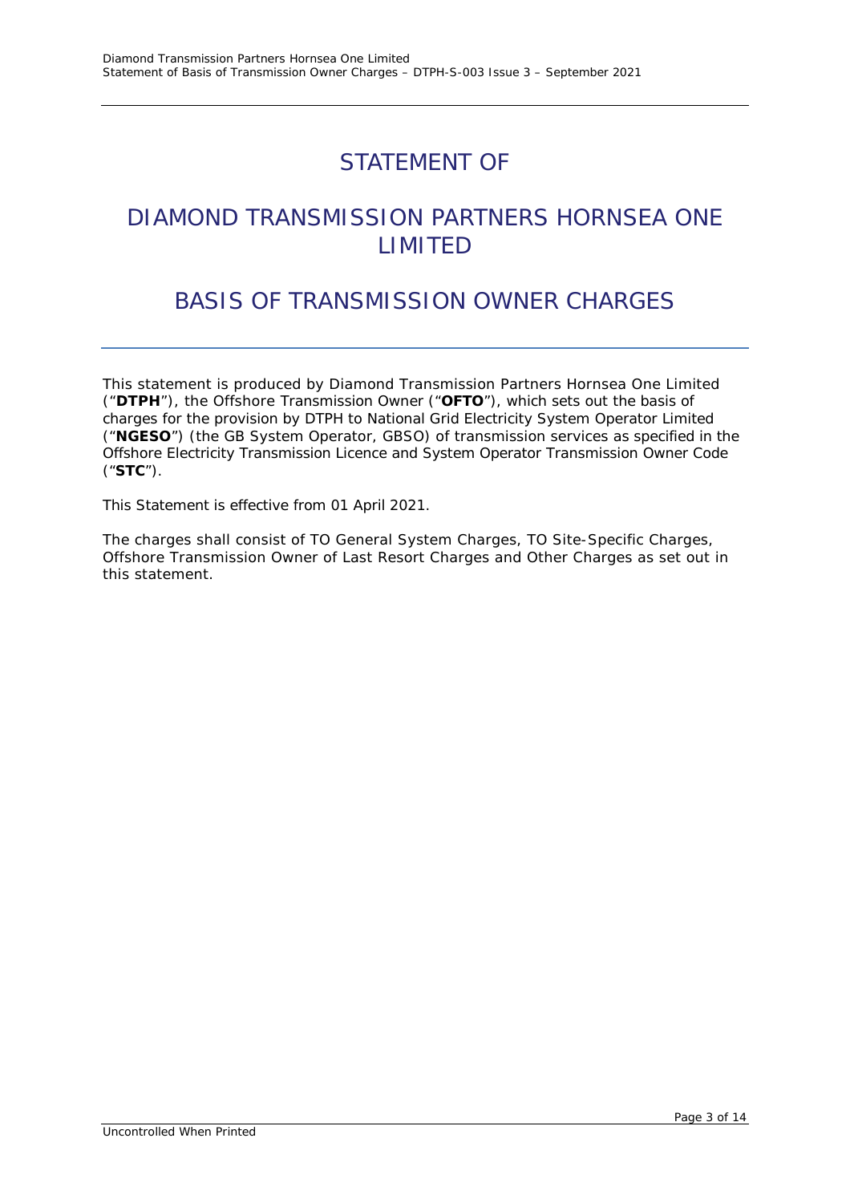# STATEMENT OF

# DIAMOND TRANSMISSION PARTNERS HORNSEA ONE LIMITED

# BASIS OF TRANSMISSION OWNER CHARGES

This statement is produced by Diamond Transmission Partners Hornsea One Limited ("**DTPH**"), the Offshore Transmission Owner ("**OFTO**"), which sets out the basis of charges for the provision by DTPH to National Grid Electricity System Operator Limited ("**NGESO**") (the GB System Operator, GBSO) of transmission services as specified in the Offshore Electricity Transmission Licence and System Operator Transmission Owner Code ("**STC**").

This Statement is effective from 01 April 2021.

The charges shall consist of TO General System Charges, TO Site-Specific Charges, Offshore Transmission Owner of Last Resort Charges and Other Charges as set out in this statement.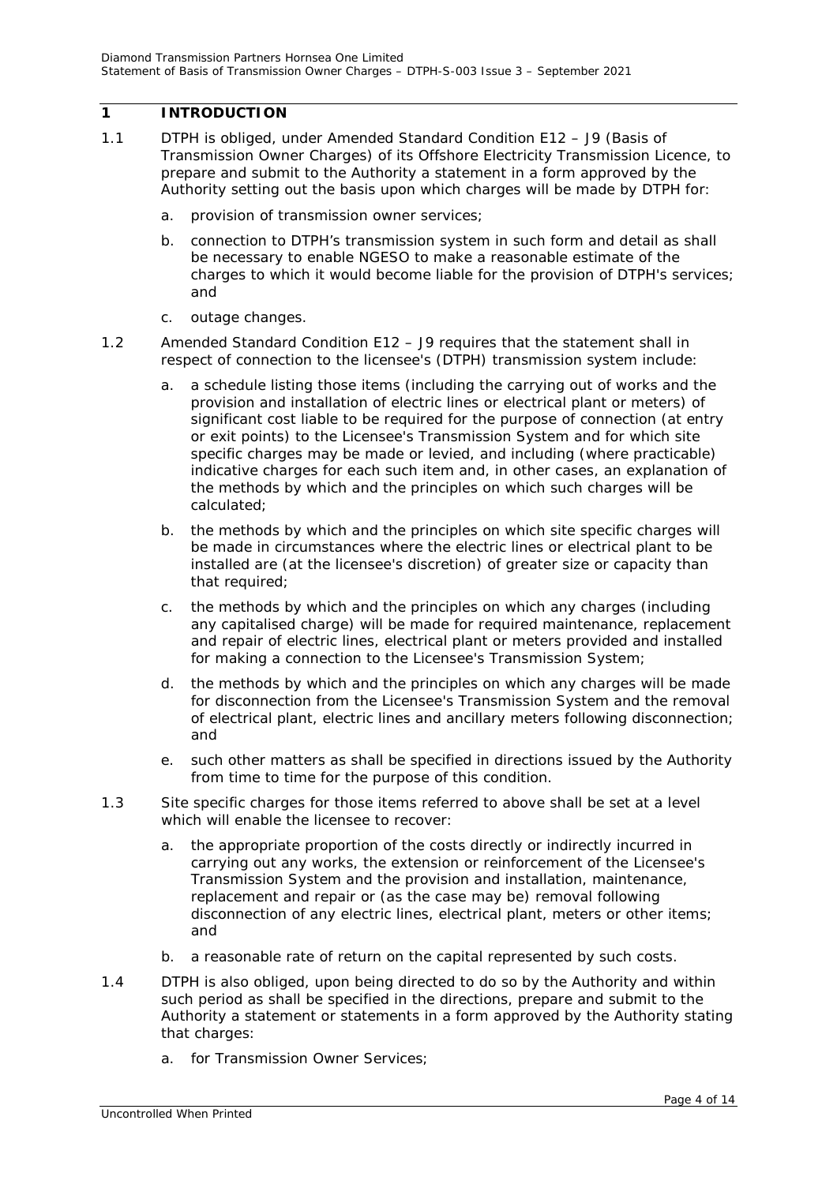# 1 INTRODUCTION

1.1 DTPH is obliged, under Amended Standard Condition E12 – J9 (Basis of Transmission Owner Charges) of its Offshore Electricity Transmission Licence, to prepare and submit to the Authority a statement in a form approved by the Authority setting out the basis upon which charges will be made by DTPH for:

a. provision of transmission owner services;

b. connection to DTPH's transmission system in such form and detail as shall be necessary to enable NGESO to make a reasonable estimate of the charges to which it would become liable for the provision of DTPH's services; and

c. outage changes.

1.2 Amended Standard Condition E12 – J9 requires that the statement shall in respect of connection to the licensee's (DTPH) transmission system include:

a. a schedule listing those items (including the carrying out of works and the provision and installation of electric lines or electrical plant or meters) of significant cost liable to be required for the purpose of connection (at entry or exit points) to the Licensee's Transmission System and for which site specific charges may be made or levied, and including (where practicable) indicative charges for each such item and, in other cases, an explanation of the methods by which and the principles on which such charges will be calculated;

b. the methods by which and the principles on which site specific charges will be made in circumstances where the electric lines or electrical plant to be installed are (at the licensee's discretion) of greater size or capacity than that required;

c. the methods by which and the principles on which any charges (including any capitalised charge) will be made for required maintenance, replacement and repair of electric lines, electrical plant or meters provided and installed for making a connection to the Licensee's Transmission System;

d. the methods by which and the principles on which any charges will be made for disconnection from the Licensee's Transmission System and the removal of electrical plant, electric lines and ancillary meters following disconnection; and

e. such other matters as shall be specified in directions issued by the Authority from time to time for the purpose of this condition.

1.3 Site specific charges for those items referred to above shall be set at a level which will enable the licensee to recover:

a. the appropriate proportion of the costs directly or indirectly incurred in carrying out any works, the extension or reinforcement of the Licensee's Transmission System and the provision and installation, maintenance, replacement and repair or (as the case may be) removal following disconnection of any electric lines, electrical plant, meters or other items; and

b. a reasonable rate of return on the capital represented by such costs.

1.4 DTPH is also obliged, upon being directed to do so by the Authority and within such period as shall be specified in the directions, prepare and submit to the Authority a statement or statements in a form approved by the Authority stating that charges:

a. for Transmission Owner Services;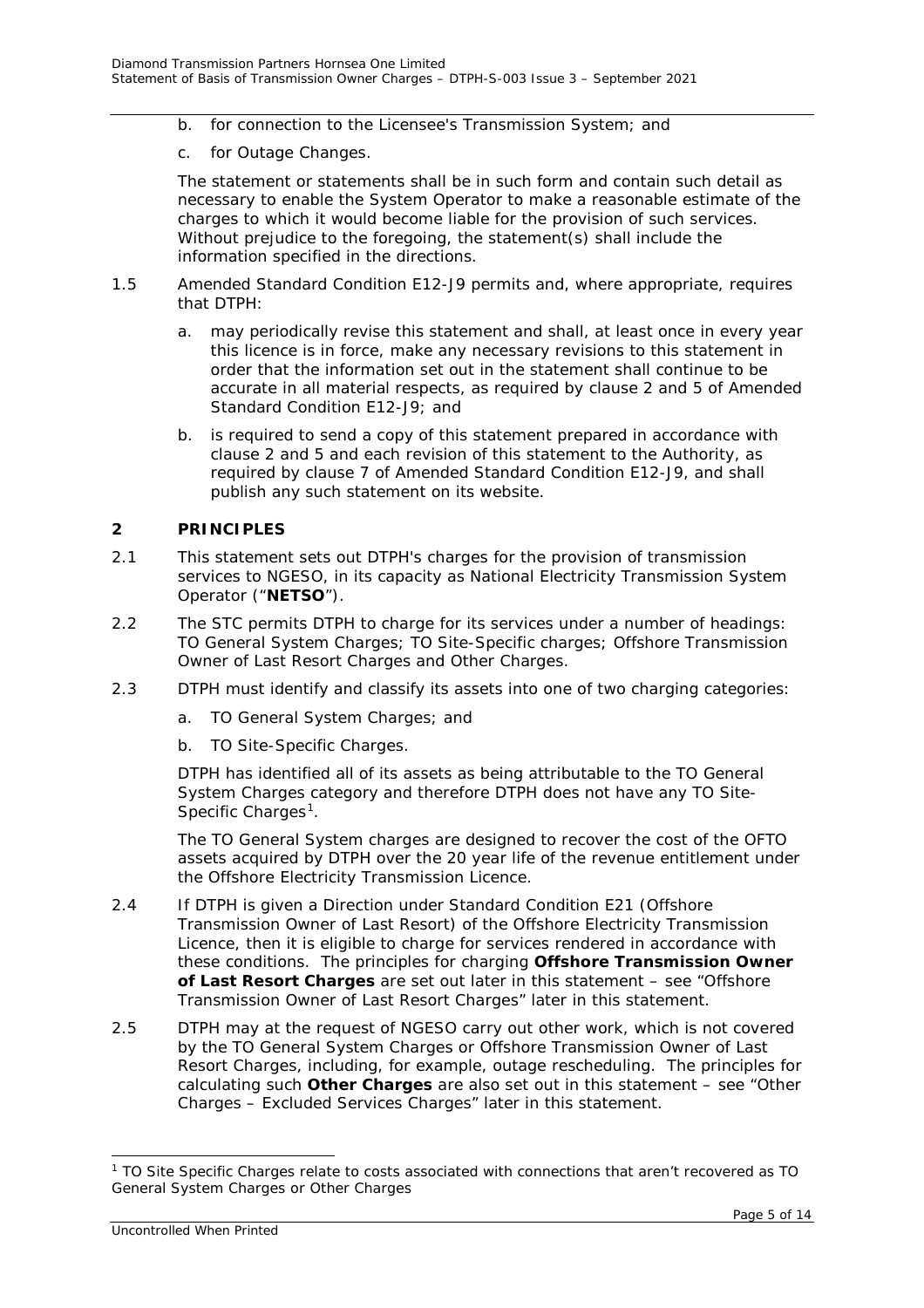b. for connection to the Licensee's Transmission System; and

c. for Outage Changes.

The statement or statements shall be in such form and contain such detail as necessary to enable the System Operator to make a reasonable estimate of the charges to which it would become liable for the provision of such services. Without prejudice to the foregoing, the statement(s) shall include the information specified in the directions.

1.5 Amended Standard Condition E12-J9 permits and, where appropriate, requires that DTPH:

a. may periodically revise this statement and shall, at least once in every year this licence is in force, make any necessary revisions to this statement in order that the information set out in the statement shall continue to be accurate in all material respects, as required by clause 2 and 5 of Amended Standard Condition E12-J9; and

b. is required to send a copy of this statement prepared in accordance with clause 2 and 5 and each revision of this statement to the Authority, as required by clause 7 of Amended Standard Condition E12-J9, and shall publish any such statement on its website.

## 2 PRINCIPLES

2.1 This statement sets out DTPH's charges for the provision of transmission services to NGESO, in its capacity as National Electricity Transmission System Operator ("**NETSO**").

2.2 The STC permits DTPH to charge for its services under a number of headings: TO General System Charges; TO Site-Specific charges; Offshore Transmission Owner of Last Resort Charges and Other Charges.

2.3 DTPH must identify and classify its assets into one of two charging categories:

a. TO General System Charges; and

b. TO Site-Specific Charges.

DTPH has identified all of its assets as being attributable to the TO General System Charges category and therefore DTPH does not have any TO Site-Specific Charges[1].

The TO General System charges are designed to recover the cost of the OFTO assets acquired by DTPH over the 20 year life of the revenue entitlement under the Offshore Electricity Transmission Licence.

2.4 If DTPH is given a Direction under Standard Condition E21 (Offshore Transmission Owner of Last Resort) of the Offshore Electricity Transmission Licence, then it is eligible to charge for services rendered in accordance with these conditions. The principles for charging **Offshore Transmission Owner of Last Resort Charges** are set out later in this statement – see "Offshore Transmission Owner of Last Resort Charges" later in this statement.

2.5 DTPH may at the request of NGESO carry out other work, which is not covered by the TO General System Charges or Offshore Transmission Owner of Last Resort Charges, including, for example, outage rescheduling. The principles for calculating such **Other Charges** are also set out in this statement – see "Other Charges – Excluded Services Charges" later in this statement.

[1] TO Site Specific Charges relate to costs associated with connections that aren't recovered as TO General System Charges or Other Charges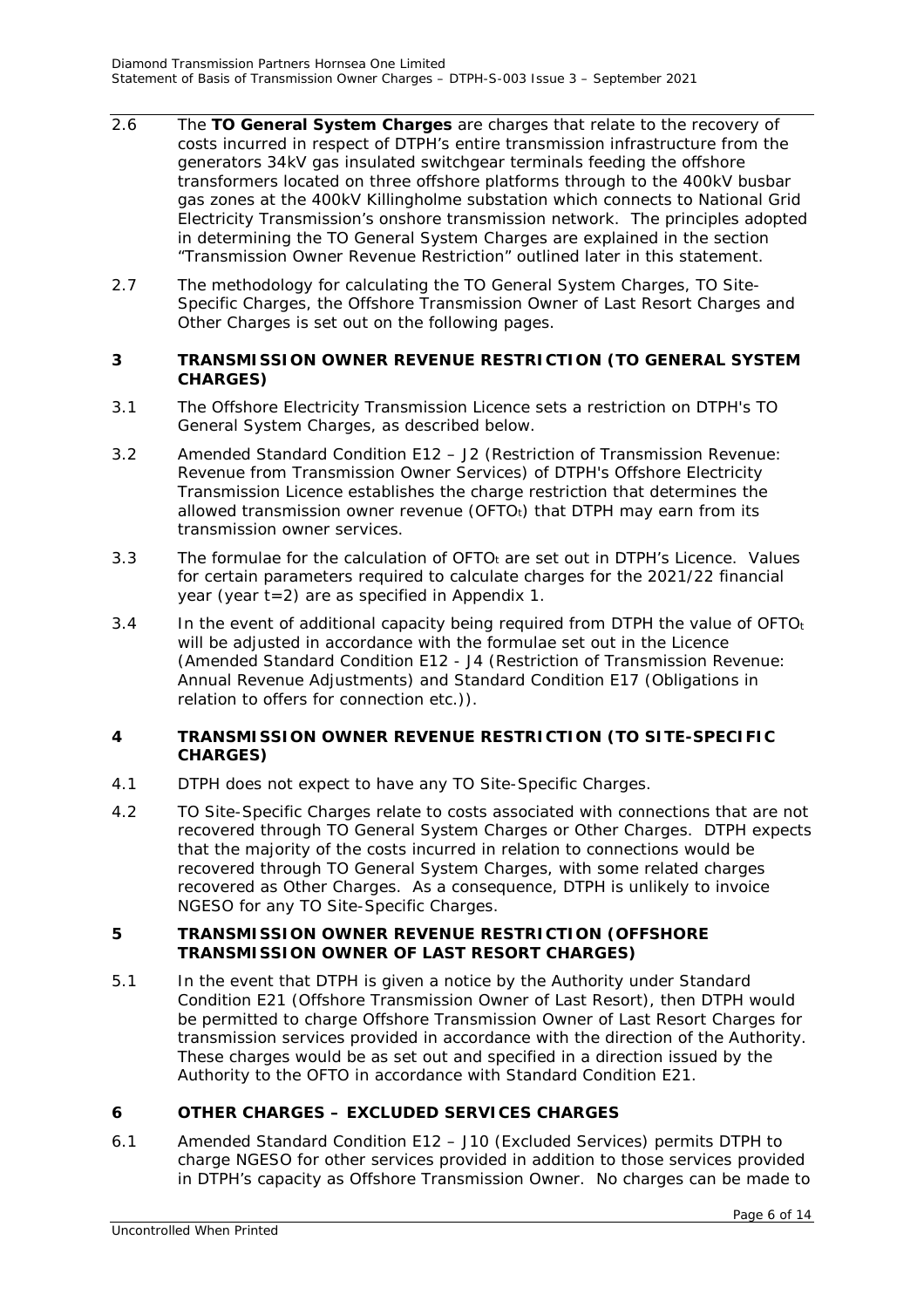2.6 The **TO General System Charges** are charges that relate to the recovery of costs incurred in respect of DTPH's entire transmission infrastructure from the generators 34kV gas insulated switchgear terminals feeding the offshore transformers located on three offshore platforms through to the 400kV busbar gas zones at the 400kV Killingholme substation which connects to National Grid Electricity Transmission's onshore transmission network. The principles adopted in determining the TO General System Charges are explained in the section "Transmission Owner Revenue Restriction" outlined later in this statement.

2.7 The methodology for calculating the TO General System Charges, TO Site-Specific Charges, the Offshore Transmission Owner of Last Resort Charges and Other Charges is set out on the following pages.

## 3 TRANSMISSION OWNER REVENUE RESTRICTION (TO GENERAL SYSTEM CHARGES)

3.1 The Offshore Electricity Transmission Licence sets a restriction on DTPH's TO General System Charges, as described below.

3.2 Amended Standard Condition E12 – J2 (Restriction of Transmission Revenue: Revenue from Transmission Owner Services) of DTPH's Offshore Electricity Transmission Licence establishes the charge restriction that determines the allowed transmission owner revenue ($OFTO_t$) that DTPH may earn from its transmission owner services.

3.3 The formulae for the calculation of $OFTO_t$ are set out in DTPH's Licence. Values for certain parameters required to calculate charges for the 2021/22 financial year (year t=2) are as specified in Appendix 1.

3.4 In the event of additional capacity being required from DTPH the value of $OFTO_t$ will be adjusted in accordance with the formulae set out in the Licence (Amended Standard Condition E12 - J4 (Restriction of Transmission Revenue: Annual Revenue Adjustments) and Standard Condition E17 (Obligations in relation to offers for connection etc.)).

## 4 TRANSMISSION OWNER REVENUE RESTRICTION (TO SITE-SPECIFIC CHARGES)

4.1 DTPH does not expect to have any TO Site-Specific Charges.

4.2 TO Site-Specific Charges relate to costs associated with connections that are not recovered through TO General System Charges or Other Charges. DTPH expects that the majority of the costs incurred in relation to connections would be recovered through TO General System Charges, with some related charges recovered as Other Charges. As a consequence, DTPH is unlikely to invoice NGESO for any TO Site-Specific Charges.

## 5 TRANSMISSION OWNER REVENUE RESTRICTION (OFFSHORE TRANSMISSION OWNER OF LAST RESORT CHARGES)

5.1 In the event that DTPH is given a notice by the Authority under Standard Condition E21 (Offshore Transmission Owner of Last Resort), then DTPH would be permitted to charge Offshore Transmission Owner of Last Resort Charges for transmission services provided in accordance with the direction of the Authority. These charges would be as set out and specified in a direction issued by the Authority to the OFTO in accordance with Standard Condition E21.

## 6 OTHER CHARGES – EXCLUDED SERVICES CHARGES

6.1 Amended Standard Condition E12 – J10 (Excluded Services) permits DTPH to charge NGESO for other services provided in addition to those services provided in DTPH's capacity as Offshore Transmission Owner. No charges can be made to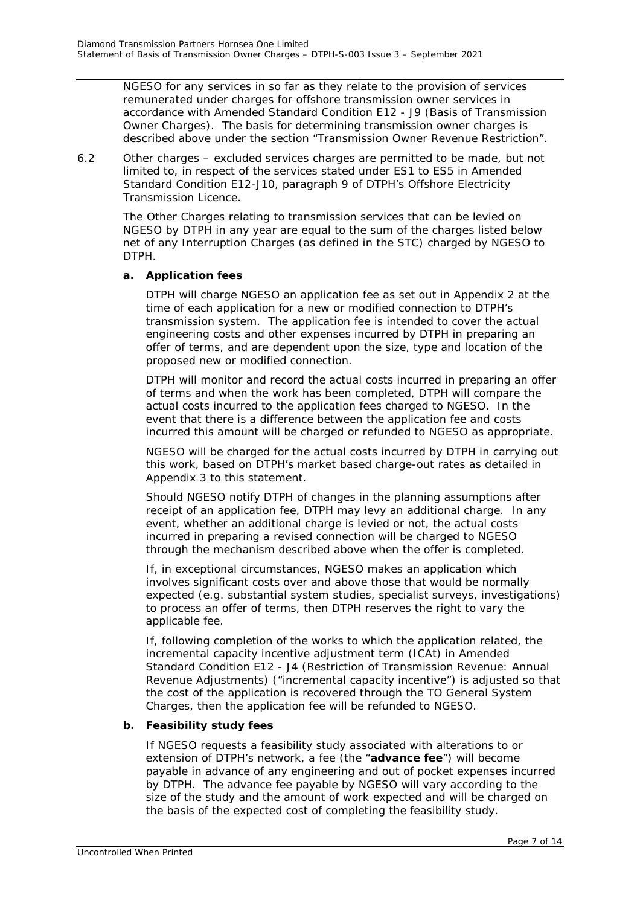NGESO for any services in so far as they relate to the provision of services remunerated under charges for offshore transmission owner services in accordance with Amended Standard Condition E12 - J9 (Basis of Transmission Owner Charges). The basis for determining transmission owner charges is described above under the section "Transmission Owner Revenue Restriction".

6.2 Other charges – excluded services charges are permitted to be made, but not limited to, in respect of the services stated under ES1 to ES5 in Amended Standard Condition E12-J10, paragraph 9 of DTPH's Offshore Electricity Transmission Licence.

The Other Charges relating to transmission services that can be levied on NGESO by DTPH in any year are equal to the sum of the charges listed below net of any Interruption Charges (as defined in the STC) charged by NGESO to DTPH.

**a. Application fees**

DTPH will charge NGESO an application fee as set out in Appendix 2 at the time of each application for a new or modified connection to DTPH's transmission system. The application fee is intended to cover the actual engineering costs and other expenses incurred by DTPH in preparing an offer of terms, and are dependent upon the size, type and location of the proposed new or modified connection.

DTPH will monitor and record the actual costs incurred in preparing an offer of terms and when the work has been completed, DTPH will compare the actual costs incurred to the application fees charged to NGESO. In the event that there is a difference between the application fee and costs incurred this amount will be charged or refunded to NGESO as appropriate.

NGESO will be charged for the actual costs incurred by DTPH in carrying out this work, based on DTPH's market based charge-out rates as detailed in Appendix 3 to this statement.

Should NGESO notify DTPH of changes in the planning assumptions after receipt of an application fee, DTPH may levy an additional charge. In any event, whether an additional charge is levied or not, the actual costs incurred in preparing a revised connection will be charged to NGESO through the mechanism described above when the offer is completed.

If, in exceptional circumstances, NGESO makes an application which involves significant costs over and above those that would be normally expected (e.g. substantial system studies, specialist surveys, investigations) to process an offer of terms, then DTPH reserves the right to vary the applicable fee.

If, following completion of the works to which the application related, the incremental capacity incentive adjustment term (ICAt) in Amended Standard Condition E12 - J4 (Restriction of Transmission Revenue: Annual Revenue Adjustments) ("incremental capacity incentive") is adjusted so that the cost of the application is recovered through the TO General System Charges, then the application fee will be refunded to NGESO.

**b. Feasibility study fees**

If NGESO requests a feasibility study associated with alterations to or extension of DTPH's network, a fee (the "**advance fee**") will become payable in advance of any engineering and out of pocket expenses incurred by DTPH. The advance fee payable by NGESO will vary according to the size of the study and the amount of work expected and will be charged on the basis of the expected cost of completing the feasibility study.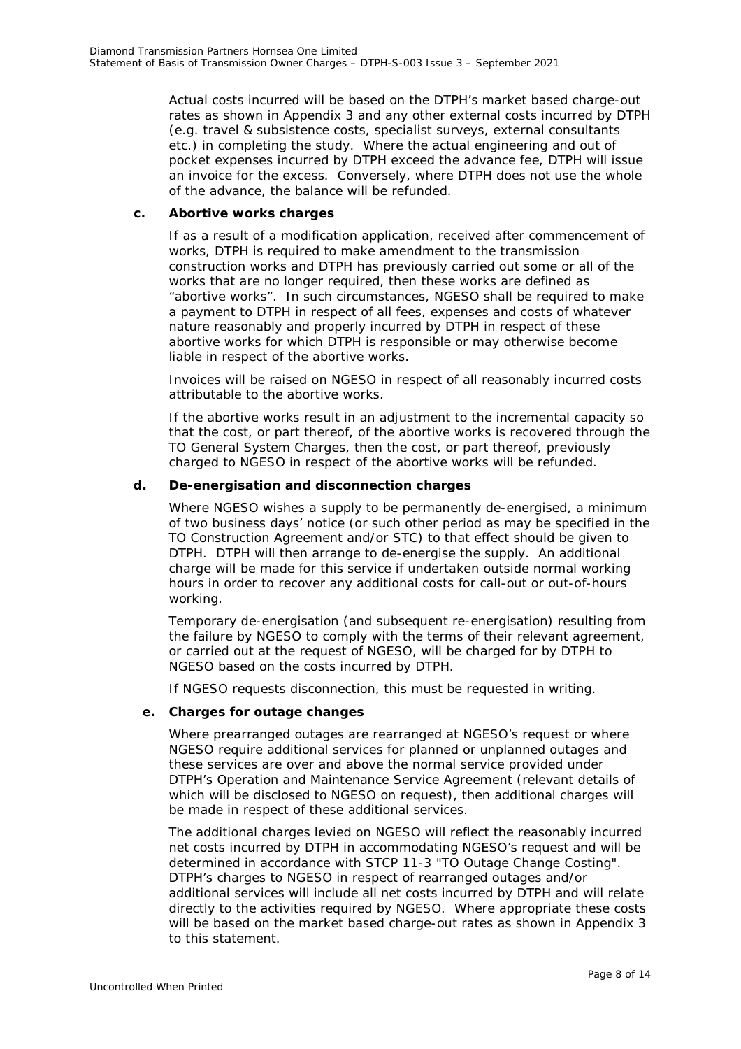Actual costs incurred will be based on the DTPH's market based charge-out rates as shown in Appendix 3 and any other external costs incurred by DTPH (e.g. travel & subsistence costs, specialist surveys, external consultants etc.) in completing the study. Where the actual engineering and out of pocket expenses incurred by DTPH exceed the advance fee, DTPH will issue an invoice for the excess. Conversely, where DTPH does not use the whole of the advance, the balance will be refunded.

**c. Abortive works charges**

If as a result of a modification application, received after commencement of works, DTPH is required to make amendment to the transmission construction works and DTPH has previously carried out some or all of the works that are no longer required, then these works are defined as "abortive works". In such circumstances, NGESO shall be required to make a payment to DTPH in respect of all fees, expenses and costs of whatever nature reasonably and properly incurred by DTPH in respect of these abortive works for which DTPH is responsible or may otherwise become liable in respect of the abortive works.

Invoices will be raised on NGESO in respect of all reasonably incurred costs attributable to the abortive works.

If the abortive works result in an adjustment to the incremental capacity so that the cost, or part thereof, of the abortive works is recovered through the TO General System Charges, then the cost, or part thereof, previously charged to NGESO in respect of the abortive works will be refunded.

**d. De-energisation and disconnection charges**

Where NGESO wishes a supply to be permanently de-energised, a minimum of two business days' notice (or such other period as may be specified in the TO Construction Agreement and/or STC) to that effect should be given to DTPH. DTPH will then arrange to de-energise the supply. An additional charge will be made for this service if undertaken outside normal working hours in order to recover any additional costs for call-out or out-of-hours working.

Temporary de-energisation (and subsequent re-energisation) resulting from the failure by NGESO to comply with the terms of their relevant agreement, or carried out at the request of NGESO, will be charged for by DTPH to NGESO based on the costs incurred by DTPH.

If NGESO requests disconnection, this must be requested in writing.

**e. Charges for outage changes**

Where prearranged outages are rearranged at NGESO's request or where NGESO require additional services for planned or unplanned outages and these services are over and above the normal service provided under DTPH's Operation and Maintenance Service Agreement (relevant details of which will be disclosed to NGESO on request), then additional charges will be made in respect of these additional services.

The additional charges levied on NGESO will reflect the reasonably incurred net costs incurred by DTPH in accommodating NGESO's request and will be determined in accordance with STCP 11-3 "TO Outage Change Costing". DTPH's charges to NGESO in respect of rearranged outages and/or additional services will include all net costs incurred by DTPH and will relate directly to the activities required by NGESO. Where appropriate these costs will be based on the market based charge-out rates as shown in Appendix 3 to this statement.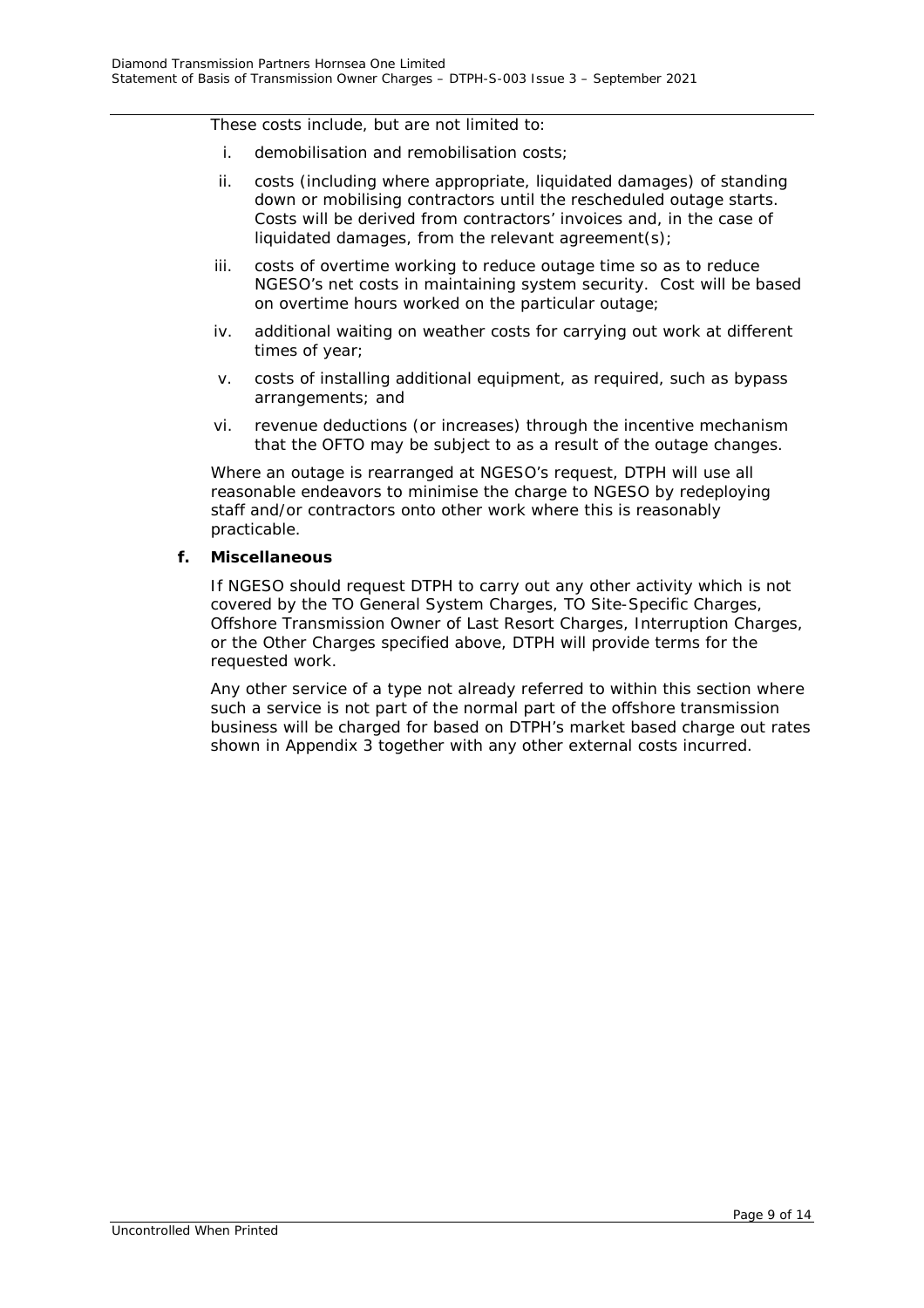These costs include, but are not limited to:

i. demobilisation and remobilisation costs;

ii. costs (including where appropriate, liquidated damages) of standing down or mobilising contractors until the rescheduled outage starts. Costs will be derived from contractors' invoices and, in the case of liquidated damages, from the relevant agreement(s);

iii. costs of overtime working to reduce outage time so as to reduce NGESO's net costs in maintaining system security. Cost will be based on overtime hours worked on the particular outage;

iv. additional waiting on weather costs for carrying out work at different times of year;

v. costs of installing additional equipment, as required, such as bypass arrangements; and

vi. revenue deductions (or increases) through the incentive mechanism that the OFTO may be subject to as a result of the outage changes.

Where an outage is rearranged at NGESO's request, DTPH will use all reasonable endeavors to minimise the charge to NGESO by redeploying staff and/or contractors onto other work where this is reasonably practicable.

**f. Miscellaneous**

If NGESO should request DTPH to carry out any other activity which is not covered by the TO General System Charges, TO Site-Specific Charges, Offshore Transmission Owner of Last Resort Charges, Interruption Charges, or the Other Charges specified above, DTPH will provide terms for the requested work.

Any other service of a type not already referred to within this section where such a service is not part of the normal part of the offshore transmission business will be charged for based on DTPH's market based charge out rates shown in Appendix 3 together with any other external costs incurred.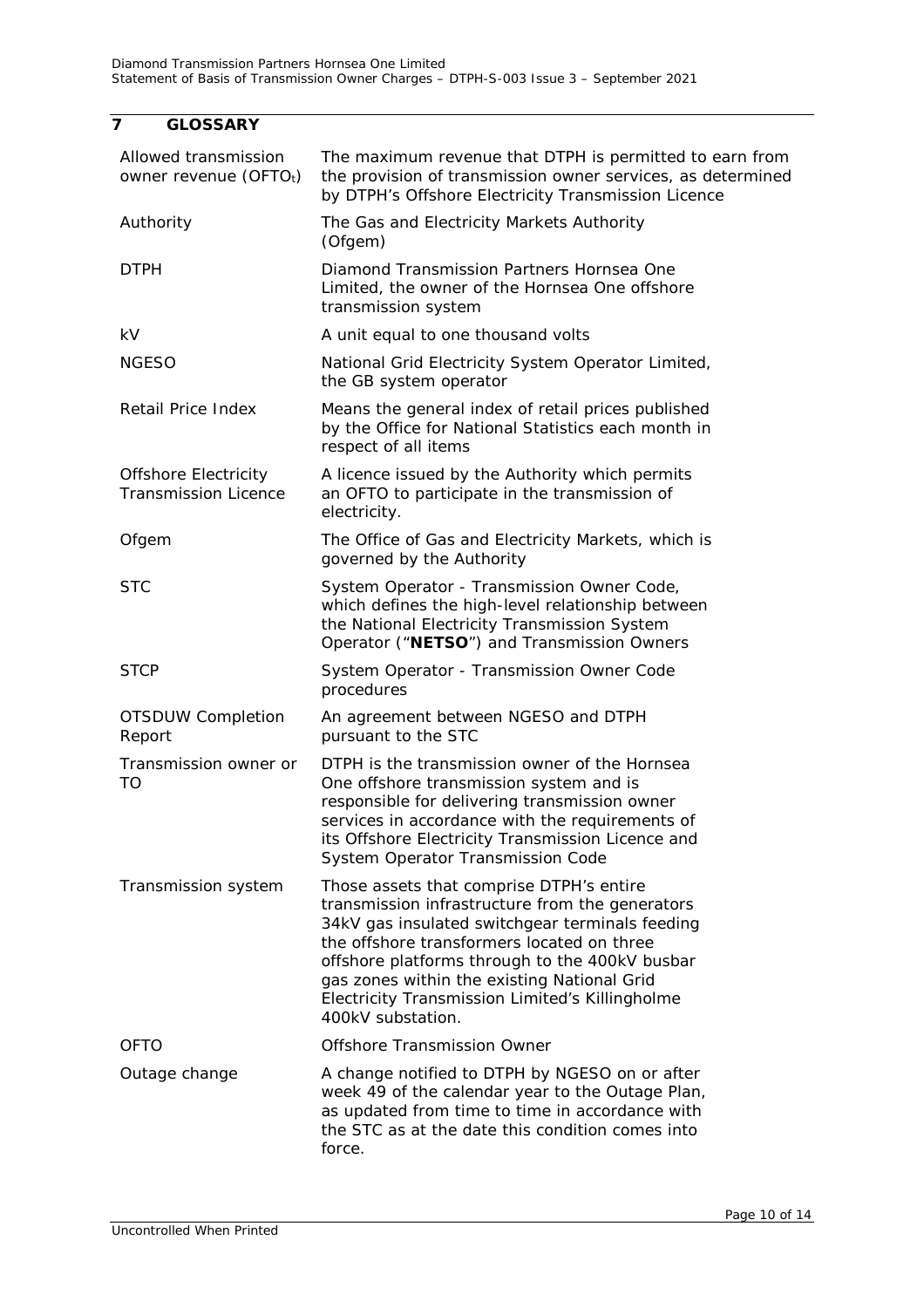## 7 GLOSSARY

| | |
|---|---|
| Allowed transmission owner revenue ($OFTO_t$) | The maximum revenue that DTPH is permitted to earn from the provision of transmission owner services, as determined by DTPH's Offshore Electricity Transmission Licence |
| Authority | The Gas and Electricity Markets Authority (Ofgem) |
| DTPH | Diamond Transmission Partners Hornsea One Limited, the owner of the Hornsea One offshore transmission system |
| kV | A unit equal to one thousand volts |
| NGESO | National Grid Electricity System Operator Limited, the GB system operator |
| Retail Price Index | Means the general index of retail prices published by the Office for National Statistics each month in respect of all items |
| Offshore Electricity Transmission Licence | A licence issued by the Authority which permits an OFTO to participate in the transmission of electricity. |
| Ofgem | The Office of Gas and Electricity Markets, which is governed by the Authority |
| STC | System Operator - Transmission Owner Code, which defines the high-level relationship between the National Electricity Transmission System Operator ("**NETSO**") and Transmission Owners |
| STCP | System Operator - Transmission Owner Code procedures |
| OTSDUW Completion Report | An agreement between NGESO and DTPH pursuant to the STC |
| Transmission owner or TO | DTPH is the transmission owner of the Hornsea One offshore transmission system and is responsible for delivering transmission owner services in accordance with the requirements of its Offshore Electricity Transmission Licence and System Operator Transmission Code |
| Transmission system | Those assets that comprise DTPH's entire transmission infrastructure from the generators 34kV gas insulated switchgear terminals feeding the offshore transformers located on three offshore platforms through to the 400kV busbar gas zones within the existing National Grid Electricity Transmission Limited's Killingholme 400kV substation. |
| OFTO | Offshore Transmission Owner |
| Outage change | A change notified to DTPH by NGESO on or after week 49 of the calendar year to the Outage Plan, as updated from time to time in accordance with the STC as at the date this condition comes into force. |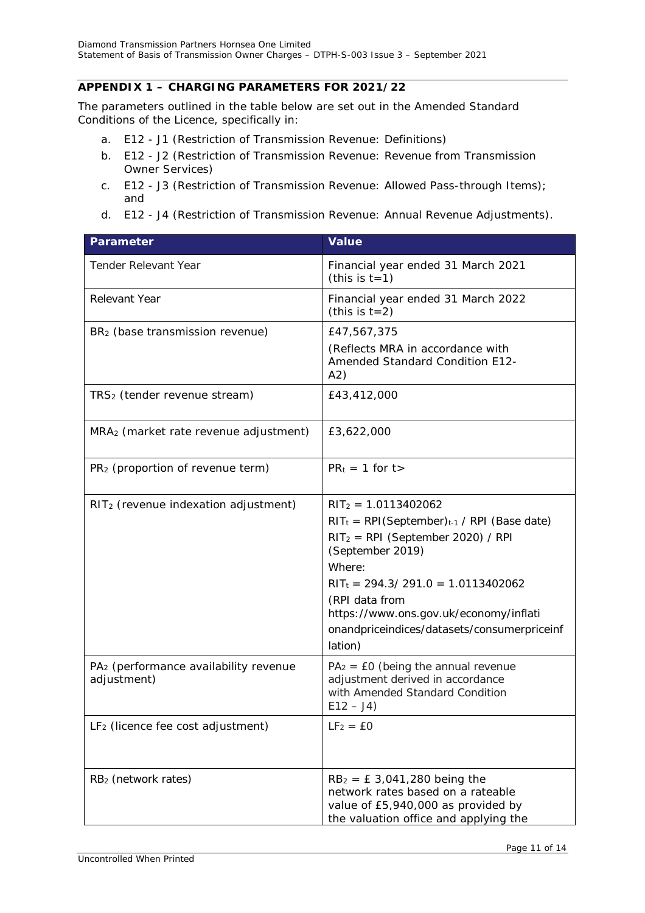## APPENDIX 1 – CHARGING PARAMETERS FOR 2021/22

The parameters outlined in the table below are set out in the Amended Standard Conditions of the Licence, specifically in:

a. E12 - J1 (Restriction of Transmission Revenue: Definitions)
b. E12 - J2 (Restriction of Transmission Revenue: Revenue from Transmission Owner Services)
c. E12 - J3 (Restriction of Transmission Revenue: Allowed Pass-through Items); and
d. E12 - J4 (Restriction of Transmission Revenue: Annual Revenue Adjustments).

| Parameter | Value |
|---|---|
| Tender Relevant Year | Financial year ended 31 March 2021 (this is $t=1$) |
| Relevant Year | Financial year ended 31 March 2022 (this is $t=2$) |
| $BR_2$ (base transmission revenue) | £47,567,375<br>(Reflects MRA in accordance with Amended Standard Condition E12-A2) |
| $TRS_2$ (tender revenue stream) | £43,412,000 |
| $MRA_2$ (market rate revenue adjustment) | £3,622,000 |
| $PR_2$ (proportion of revenue term) | $PR_t = 1$ for t> |
| $RIT_2$ (revenue indexation adjustment) | $RIT_2 = 1.0113402062$<br>$RIT_t = RPI(September)_{t-1}$ / RPI (Base date)<br>$RIT_2$ = RPI (September 2020) / RPI (September 2019)<br>Where:<br>$RIT_t = 294.3 / 291.0 = 1.0113402062$<br>(RPI data from https://www.ons.gov.uk/economy/inflationandpriceindices/datasets/consumerpriceinflation) |
| $PA_2$ (performance availability revenue adjustment) | $PA_2$ = £0 (being the annual revenue adjustment derived in accordance with Amended Standard Condition E12 – J4) |
| $LF_2$ (licence fee cost adjustment) | $LF_2$ = £0 |
| $RB_2$ (network rates) | $RB_2$ = £ 3,041,280 being the network rates based on a rateable value of £5,940,000 as provided by the valuation office and applying the |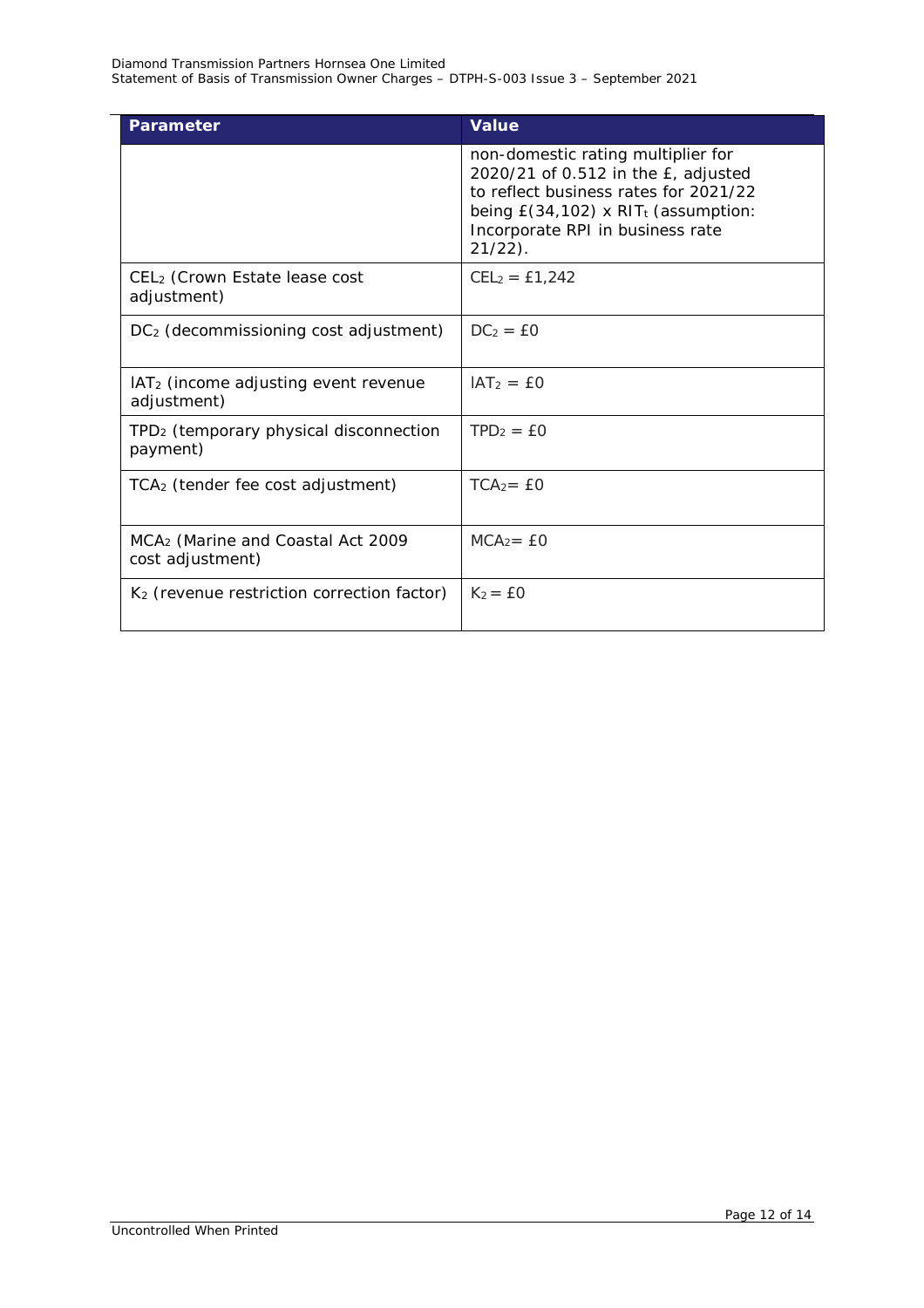| Parameter | Value |
|---|---|
| | non-domestic rating multiplier for 2020/21 of 0.512 in the £, adjusted to reflect business rates for 2021/22 being £(34,102) x $RIT_t$ (assumption: Incorporate RPI in business rate 21/22). |
| $CEL_2$ (Crown Estate lease cost adjustment) | $CEL_2$ = £1,242 |
| $DC_2$ (decommissioning cost adjustment) | $DC_2$ = £0 |
| $IAT_2$ (income adjusting event revenue adjustment) | $IAT_2$ = £0 |
| $TPD_2$ (temporary physical disconnection payment) | $TPD_2$ = £0 |
| $TCA_2$ (tender fee cost adjustment) | $TCA_2$= £0 |
| $MCA_2$ (Marine and Coastal Act 2009 cost adjustment) | $MCA_2$= £0 |
| $K_2$ (revenue restriction correction factor) | $K_2$ = £0 |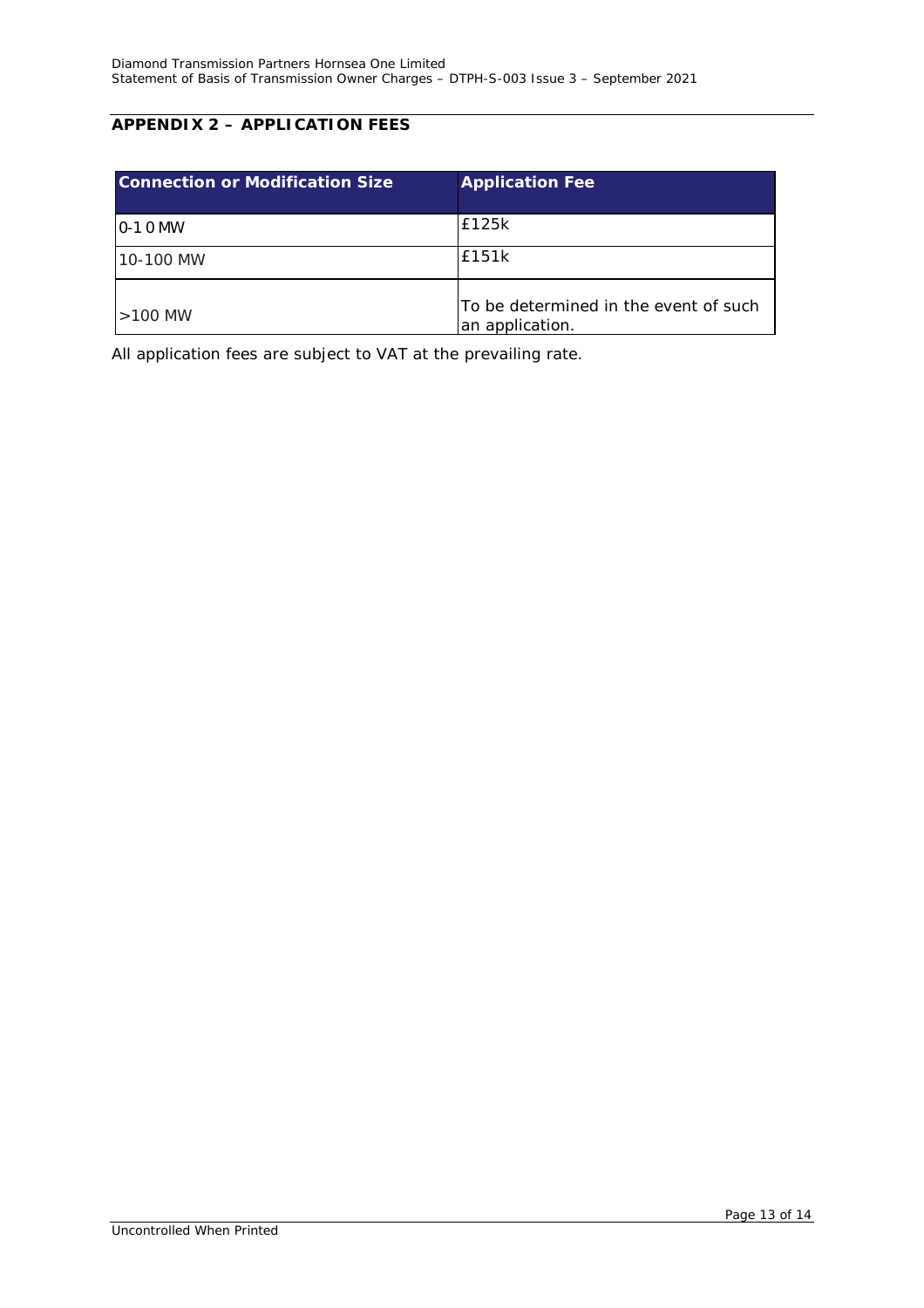## APPENDIX 2 – APPLICATION FEES

| Connection or Modification Size | Application Fee |
| --- | --- |
| 0-10 MW | £125k |
| 10-100 MW | £151k |
| >100 MW | To be determined in the event of such an application. |

All application fees are subject to VAT at the prevailing rate.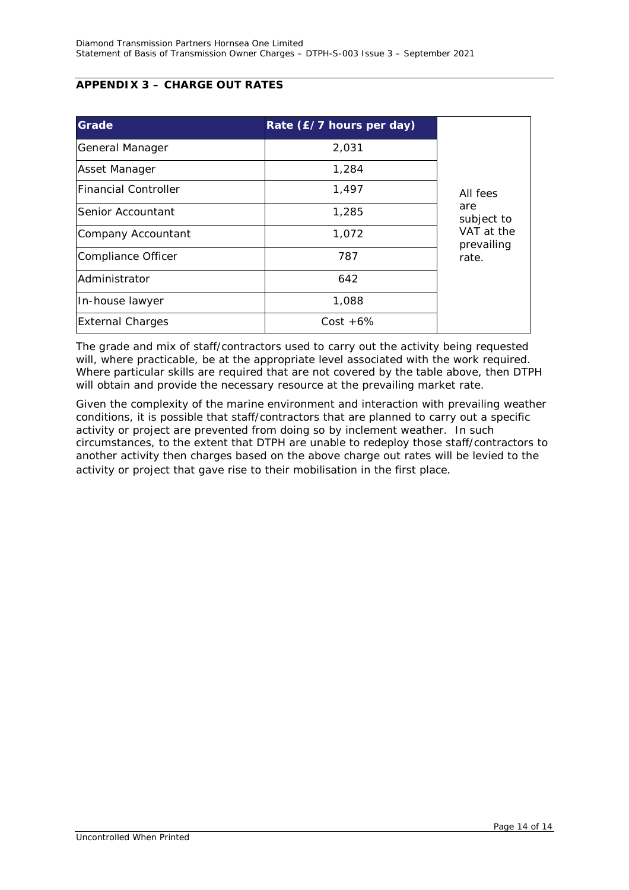## APPENDIX 3 – CHARGE OUT RATES

| Grade | Rate (£/7 hours per day) | |
|---|---|---|
| General Manager | 2,031 | All fees are subject to VAT at the prevailing rate. |
| Asset Manager | 1,284 | |
| Financial Controller | 1,497 | |
| Senior Accountant | 1,285 | |
| Company Accountant | 1,072 | |
| Compliance Officer | 787 | |
| Administrator | 642 | |
| In-house lawyer | 1,088 | |
| External Charges | Cost +6% | |

The grade and mix of staff/contractors used to carry out the activity being requested will, where practicable, be at the appropriate level associated with the work required. Where particular skills are required that are not covered by the table above, then DTPH will obtain and provide the necessary resource at the prevailing market rate.

Given the complexity of the marine environment and interaction with prevailing weather conditions, it is possible that staff/contractors that are planned to carry out a specific activity or project are prevented from doing so by inclement weather. In such circumstances, to the extent that DTPH are unable to redeploy those staff/contractors to another activity then charges based on the above charge out rates will be levied to the activity or project that gave rise to their mobilisation in the first place.